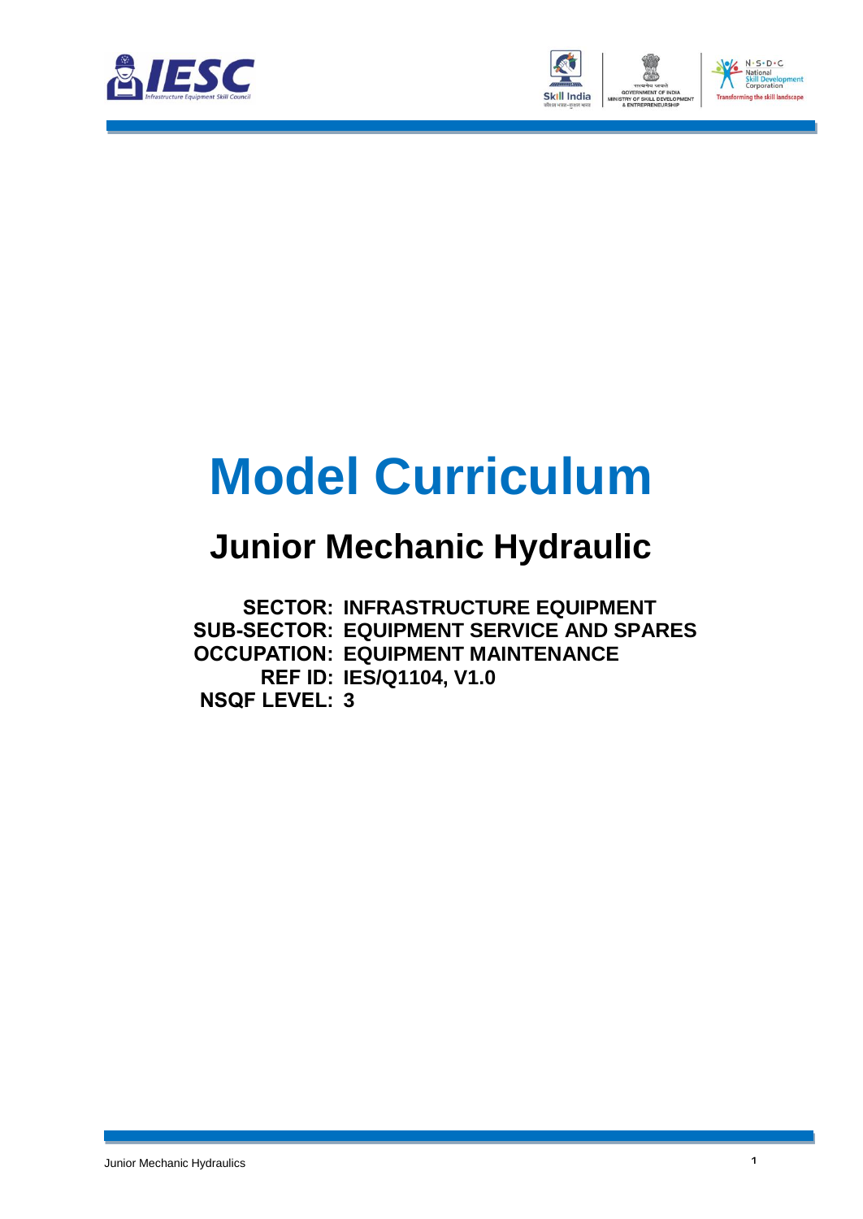# Model Curriculum

## Junior Mechanic Hydraulic

**SECTOR:** INFRASTRUCTURE EQUIPMENT
**SUB-SECTOR:** EQUIPMENT SERVICE AND SPARES
**OCCUPATION:** EQUIPMENT MAINTENANCE
**REF ID:** IES/Q1104, V1.0
**NSQF LEVEL:** 3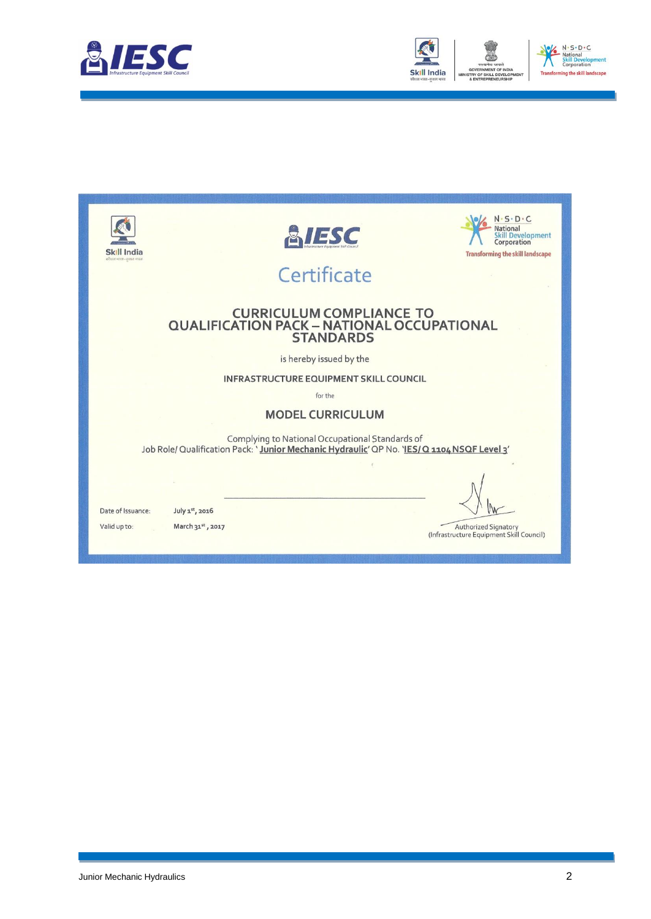# Certificate

## CURRICULUM COMPLIANCE TO QUALIFICATION PACK – NATIONAL OCCUPATIONAL STANDARDS

is hereby issued by the

**INFRASTRUCTURE EQUIPMENT SKILL COUNCIL**

for the

**MODEL CURRICULUM**

Complying to National Occupational Standards of
Job Role/ Qualification Pack: '**Junior Mechanic Hydraulic**' QP No. '**IES/Q 1104 NSQF Level 3**'

Date of Issuance: July 1st, 2016

Valid up to: March 31st, 2017

Authorized Signatory
(Infrastructure Equipment Skill Council)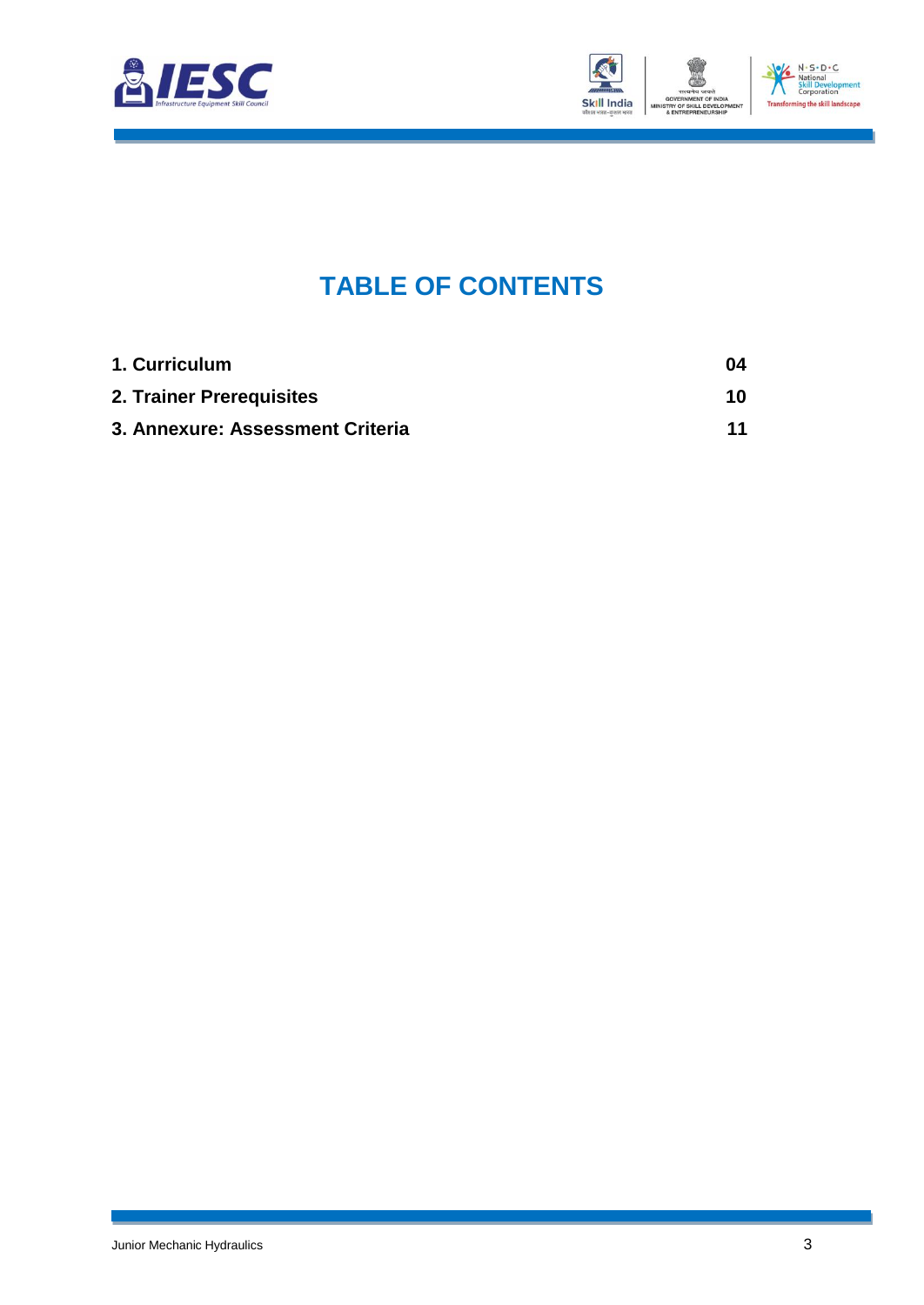# TABLE OF CONTENTS

| | |
|---|---|
| **1. Curriculum** | **04** |
| **2. Trainer Prerequisites** | **10** |
| **3. Annexure: Assessment Criteria** | **11** |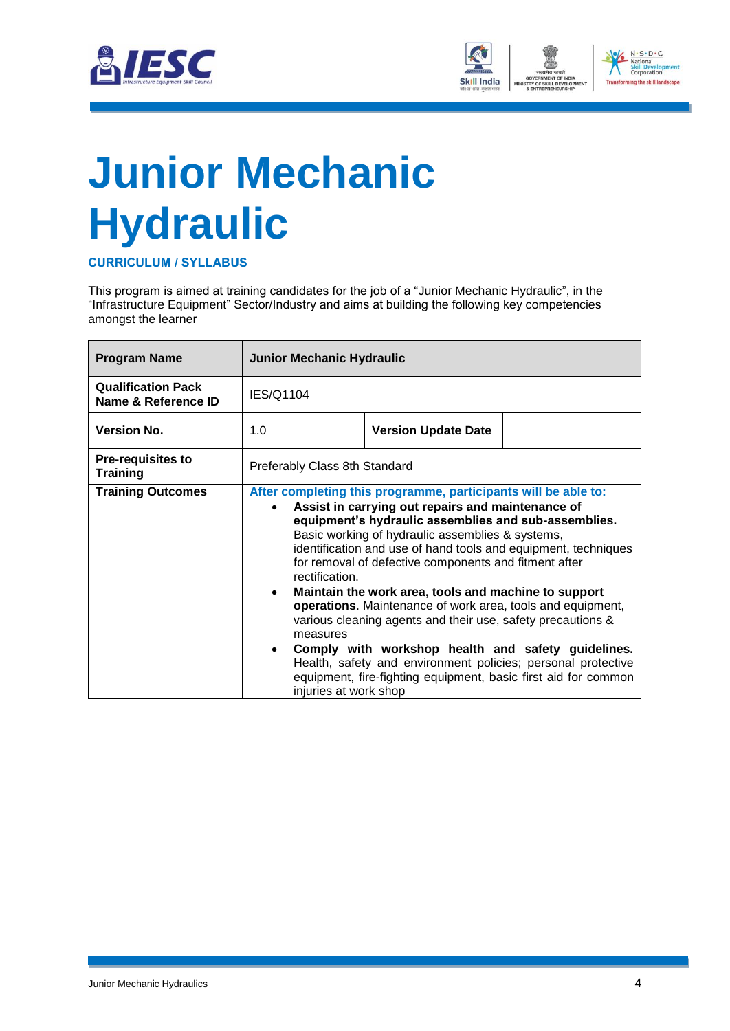# Junior Mechanic Hydraulic

**CURRICULUM / SYLLABUS**

This program is aimed at training candidates for the job of a "Junior Mechanic Hydraulic", in the "Infrastructure Equipment" Sector/Industry and aims at building the following key competencies amongst the learner

| **Program Name** | **Junior Mechanic Hydraulic** | | |
|---|---|---|---|
| **Qualification Pack Name & Reference ID** | IES/Q1104 | | |
| **Version No.** | 1.0 | **Version Update Date** | |
| **Pre-requisites to Training** | Preferably Class 8th Standard | | |
| **Training Outcomes** | After completing this programme, participants will be able to:<br>• **Assist in carrying out repairs and maintenance of equipment's hydraulic assemblies and sub-assemblies.** Basic working of hydraulic assemblies & systems, identification and use of hand tools and equipment, techniques for removal of defective components and fitment after rectification.<br>• **Maintain the work area, tools and machine to support operations**. Maintenance of work area, tools and equipment, various cleaning agents and their use, safety precautions & measures<br>• **Comply with workshop health and safety guidelines.** Health, safety and environment policies; personal protective equipment, fire-fighting equipment, basic first aid for common injuries at work shop | | |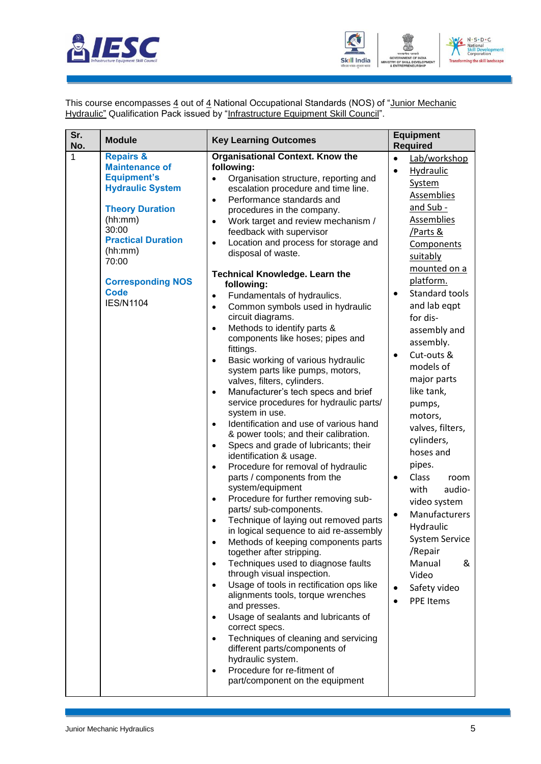This course encompasses 4 out of 4 National Occupational Standards (NOS) of "Junior Mechanic Hydraulic" Qualification Pack issued by "Infrastructure Equipment Skill Council".

| Sr. No. | Module | Key Learning Outcomes | Equipment Required |
|---|---|---|---|
| 1 | **Repairs & Maintenance of Equipment's Hydraulic System**<br><br>**Theory Duration** (hh:mm) 30:00<br>**Practical Duration** (hh:mm) 70:00<br><br>**Corresponding NOS Code** IES/N1104 | **Organisational Context. Know the following:**<br>• Organisation structure, reporting and escalation procedure and time line.<br>• Performance standards and procedures in the company.<br>• Work target and review mechanism / feedback with supervisor<br>• Location and process for storage and disposal of waste.<br><br>**Technical Knowledge. Learn the following:**<br>• Fundamentals of hydraulics.<br>• Common symbols used in hydraulic circuit diagrams.<br>• Methods to identify parts & components like hoses; pipes and fittings.<br>• Basic working of various hydraulic system parts like pumps, motors, valves, filters, cylinders.<br>• Manufacturer's tech specs and brief service procedures for hydraulic parts/ system in use.<br>• Identification and use of various hand & power tools; and their calibration.<br>• Specs and grade of lubricants; their identification & usage.<br>• Procedure for removal of hydraulic parts / components from the system/equipment<br>• Procedure for further removing sub-parts/ sub-components.<br>• Technique of laying out removed parts in logical sequence to aid re-assembly<br>• Methods of keeping components parts together after stripping.<br>• Techniques used to diagnose faults through visual inspection.<br>• Usage of tools in rectification ops like alignments tools, torque wrenches and presses.<br>• Usage of sealants and lubricants of correct specs.<br>• Techniques of cleaning and servicing different parts/components of hydraulic system.<br>• Procedure for re-fitment of part/component on the equipment | • Lab/workshop<br>• Hydraulic System Assemblies and Sub - Assemblies /Parts & Components suitably mounted on a platform.<br>• Standard tools and lab eqpt for dis-assembly and assembly.<br>• Cut-outs & models of major parts like tank, pumps, motors, valves, filters, cylinders, hoses and pipes.<br>• Class room with audio-video system<br>• Manufacturers Hydraulic System Service /Repair Manual & Video<br>• Safety video<br>• PPE Items |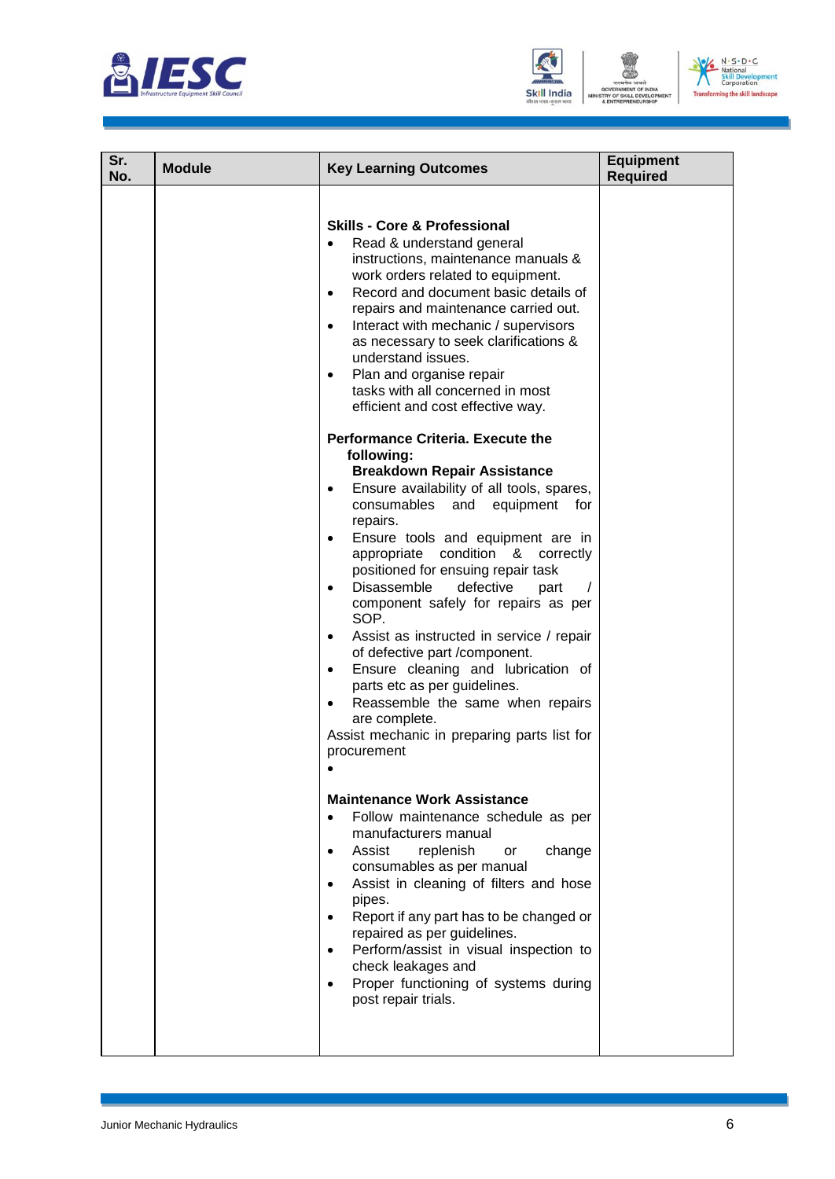| Sr. No. | Module | Key Learning Outcomes | Equipment Required |
|---|---|---|---|
| | | **Skills - Core & Professional**<br>• Read & understand general instructions, maintenance manuals & work orders related to equipment.<br>• Record and document basic details of repairs and maintenance carried out.<br>• Interact with mechanic / supervisors as necessary to seek clarifications & understand issues.<br>• Plan and organise repair tasks with all concerned in most efficient and cost effective way.<br><br>**Performance Criteria. Execute the following:**<br>**Breakdown Repair Assistance**<br>• Ensure availability of all tools, spares, consumables and equipment for repairs.<br>• Ensure tools and equipment are in appropriate condition & correctly positioned for ensuing repair task<br>• Disassemble defective part / component safely for repairs as per SOP.<br>• Assist as instructed in service / repair of defective part /component.<br>• Ensure cleaning and lubrication of parts etc as per guidelines.<br>• Reassemble the same when repairs are complete.<br>Assist mechanic in preparing parts list for procurement<br>•<br><br>**Maintenance Work Assistance**<br>• Follow maintenance schedule as per manufacturers manual<br>• Assist replenish or change consumables as per manual<br>• Assist in cleaning of filters and hose pipes.<br>• Report if any part has to be changed or repaired as per guidelines.<br>• Perform/assist in visual inspection to check leakages and<br>• Proper functioning of systems during post repair trials. | |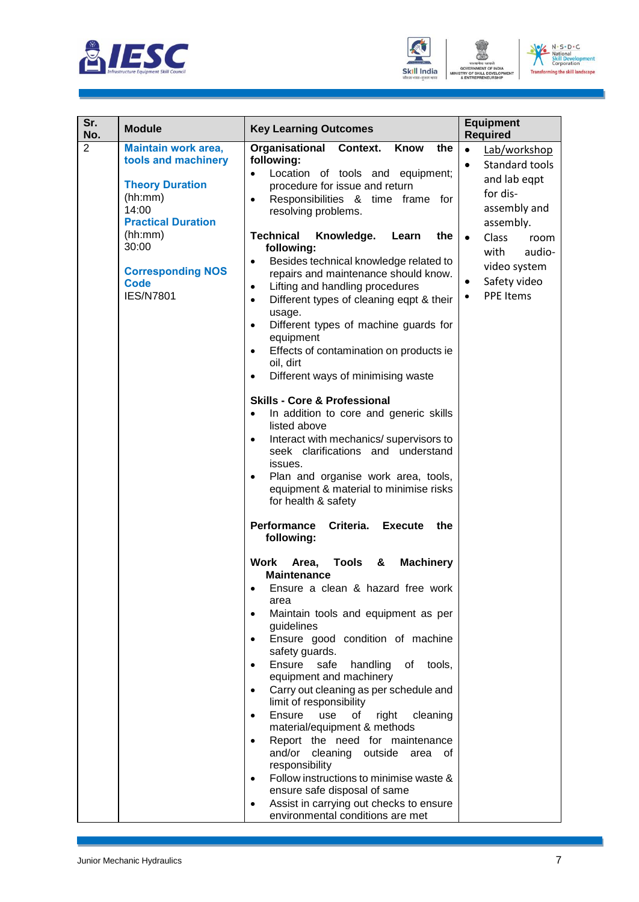| Sr. No. | Module | Key Learning Outcomes | Equipment Required |
|---|---|---|---|
| 2 | **Maintain work area, tools and machinery**<br><br>**Theory Duration** (hh:mm)<br>14:00<br>**Practical Duration** (hh:mm)<br>30:00<br><br>**Corresponding NOS Code**<br>IES/N7801 | **Organisational Context. Know the following:**<br>• Location of tools and equipment; procedure for issue and return<br>• Responsibilities & time frame for resolving problems.<br><br>**Technical Knowledge. Learn the following:**<br>• Besides technical knowledge related to repairs and maintenance should know.<br>• Lifting and handling procedures<br>• Different types of cleaning eqpt & their usage.<br>• Different types of machine guards for equipment<br>• Effects of contamination on products ie oil, dirt<br>• Different ways of minimising waste<br><br>**Skills - Core & Professional**<br>• In addition to core and generic skills listed above<br>• Interact with mechanics/ supervisors to seek clarifications and understand issues.<br>• Plan and organise work area, tools, equipment & material to minimise risks for health & safety<br><br>**Performance Criteria. Execute the following:**<br><br>**Work Area, Tools & Machinery Maintenance**<br>• Ensure a clean & hazard free work area<br>• Maintain tools and equipment as per guidelines<br>• Ensure good condition of machine safety guards.<br>• Ensure safe handling of tools, equipment and machinery<br>• Carry out cleaning as per schedule and limit of responsibility<br>• Ensure use of right cleaning material/equipment & methods<br>• Report the need for maintenance and/or cleaning outside area of responsibility<br>• Follow instructions to minimise waste & ensure safe disposal of same<br>• Assist in carrying out checks to ensure environmental conditions are met | • Lab/workshop<br>• Standard tools and lab eqpt for dis-assembly and assembly.<br>• Class room with audio-video system<br>• Safety video<br>• PPE Items |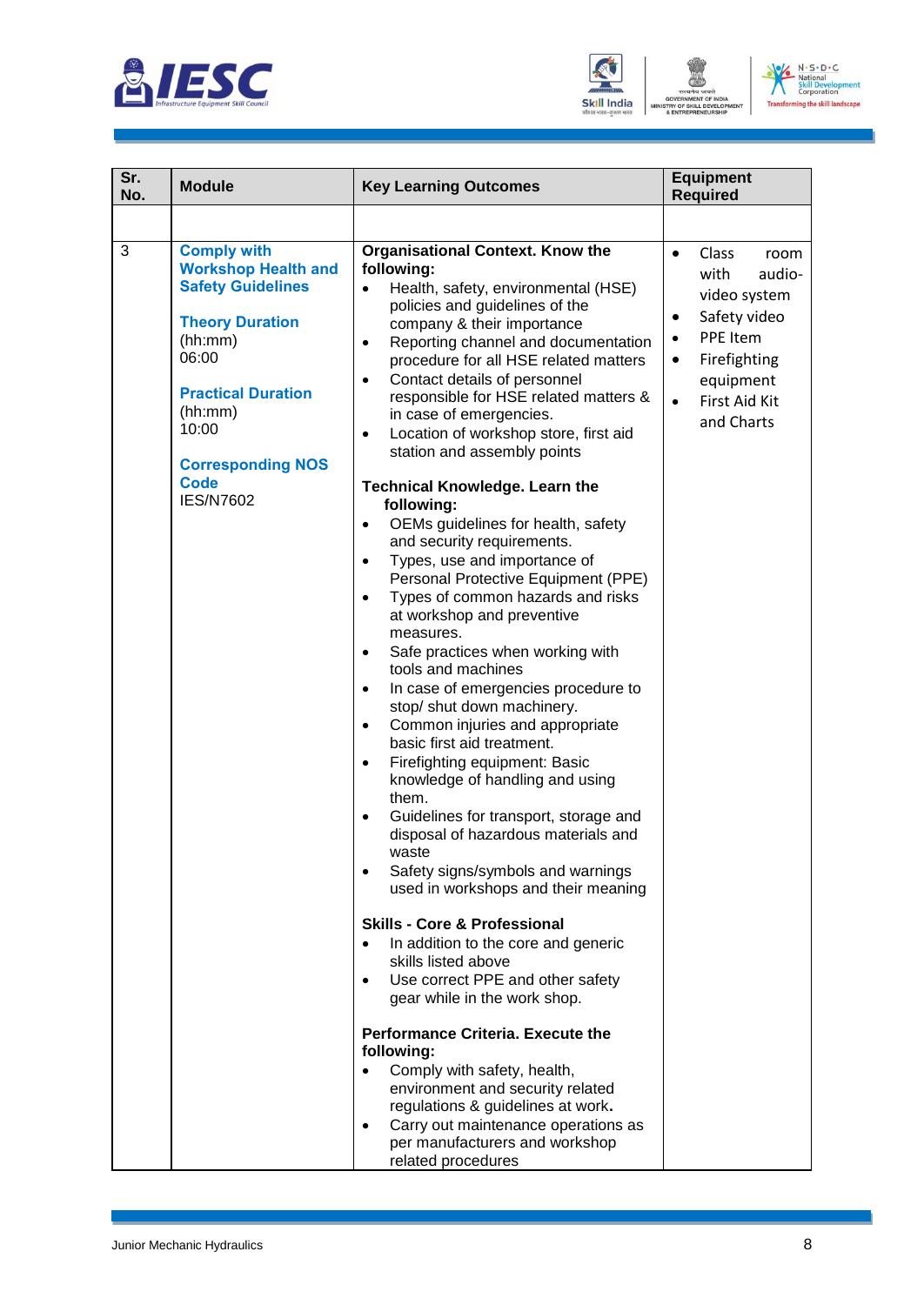| Sr. No. | Module | Key Learning Outcomes | Equipment Required |
|---|---|---|---|
| | | | |
| 3 | **Comply with Workshop Health and Safety Guidelines**<br><br>**Theory Duration** (hh:mm)<br>06:00<br><br>**Practical Duration** (hh:mm)<br>10:00<br><br>**Corresponding NOS Code**<br>IES/N7602 | **Organisational Context. Know the following:**<br>• Health, safety, environmental (HSE) policies and guidelines of the company & their importance<br>• Reporting channel and documentation procedure for all HSE related matters<br>• Contact details of personnel responsible for HSE related matters & in case of emergencies.<br>• Location of workshop store, first aid station and assembly points<br><br>**Technical Knowledge. Learn the following:**<br>• OEMs guidelines for health, safety and security requirements.<br>• Types, use and importance of Personal Protective Equipment (PPE)<br>• Types of common hazards and risks at workshop and preventive measures.<br>• Safe practices when working with tools and machines<br>• In case of emergencies procedure to stop/ shut down machinery.<br>• Common injuries and appropriate basic first aid treatment.<br>• Firefighting equipment: Basic knowledge of handling and using them.<br>• Guidelines for transport, storage and disposal of hazardous materials and waste<br>• Safety signs/symbols and warnings used in workshops and their meaning<br><br>**Skills - Core & Professional**<br>• In addition to the core and generic skills listed above<br>• Use correct PPE and other safety gear while in the work shop.<br><br>**Performance Criteria. Execute the following:**<br>• Comply with safety, health, environment and security related regulations & guidelines at work**.**<br>• Carry out maintenance operations as per manufacturers and workshop related procedures | • Class room with audio-video system<br>• Safety video<br>• PPE Item<br>• Firefighting equipment<br>• First Aid Kit and Charts |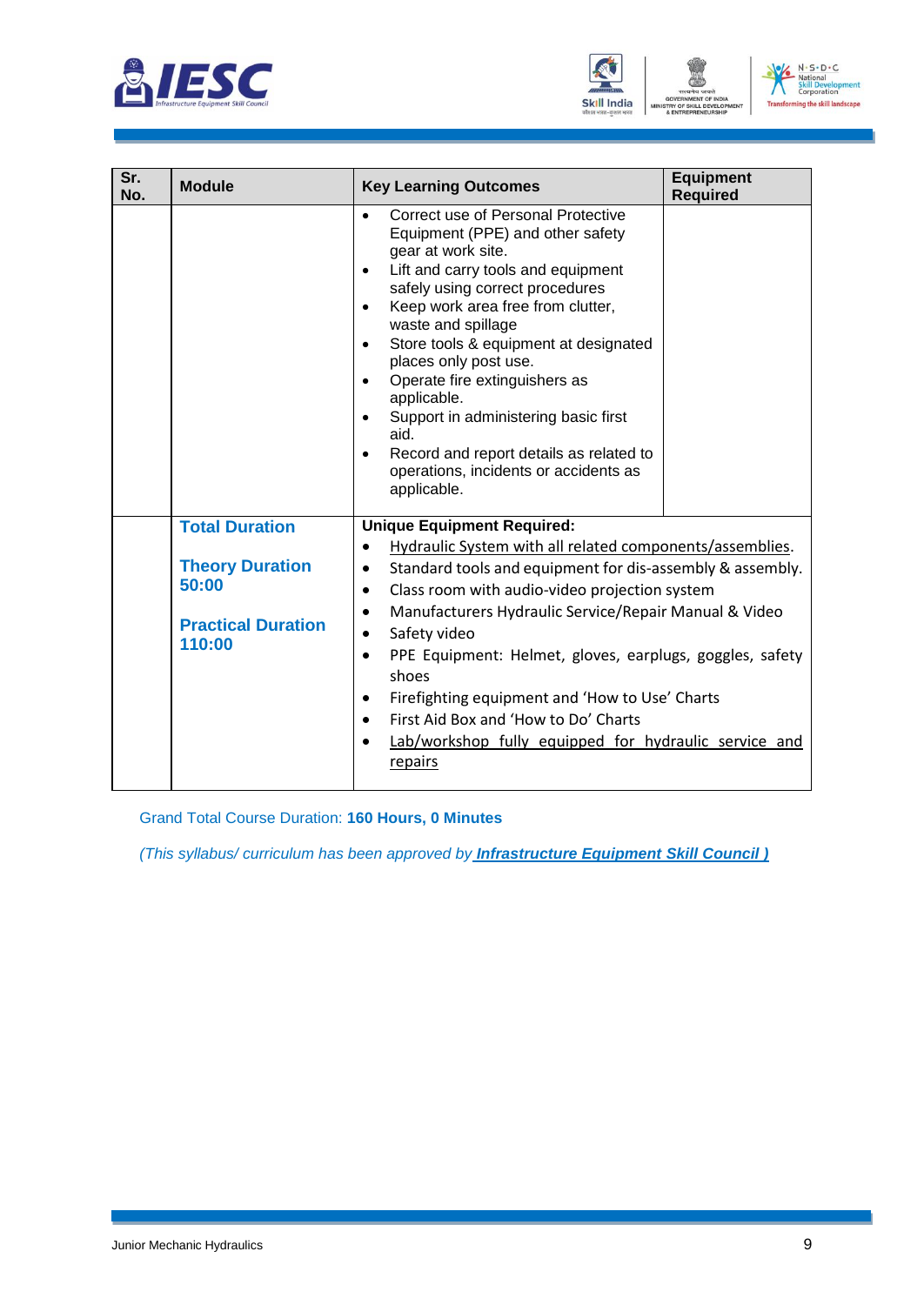| Sr. No. | Module | Key Learning Outcomes | Equipment Required |
|---|---|---|---|
| | | • Correct use of Personal Protective Equipment (PPE) and other safety gear at work site.<br>• Lift and carry tools and equipment safely using correct procedures<br>• Keep work area free from clutter, waste and spillage<br>• Store tools & equipment at designated places only post use.<br>• Operate fire extinguishers as applicable.<br>• Support in administering basic first aid.<br>• Record and report details as related to operations, incidents or accidents as applicable. | |
| | **Total Duration**<br><br>**Theory Duration 50:00**<br><br>**Practical Duration 110:00** | **Unique Equipment Required:**<br>• Hydraulic System with all related components/assemblies.<br>• Standard tools and equipment for dis-assembly & assembly.<br>• Class room with audio-video projection system<br>• Manufacturers Hydraulic Service/Repair Manual & Video<br>• Safety video<br>• PPE Equipment: Helmet, gloves, earplugs, goggles, safety shoes<br>• Firefighting equipment and 'How to Use' Charts<br>• First Aid Box and 'How to Do' Charts<br>• Lab/workshop fully equipped for hydraulic service and repairs | |

Grand Total Course Duration: **160 Hours, 0 Minutes**

*(This syllabus/ curriculum has been approved by* ***Infrastructure Equipment Skill Council )***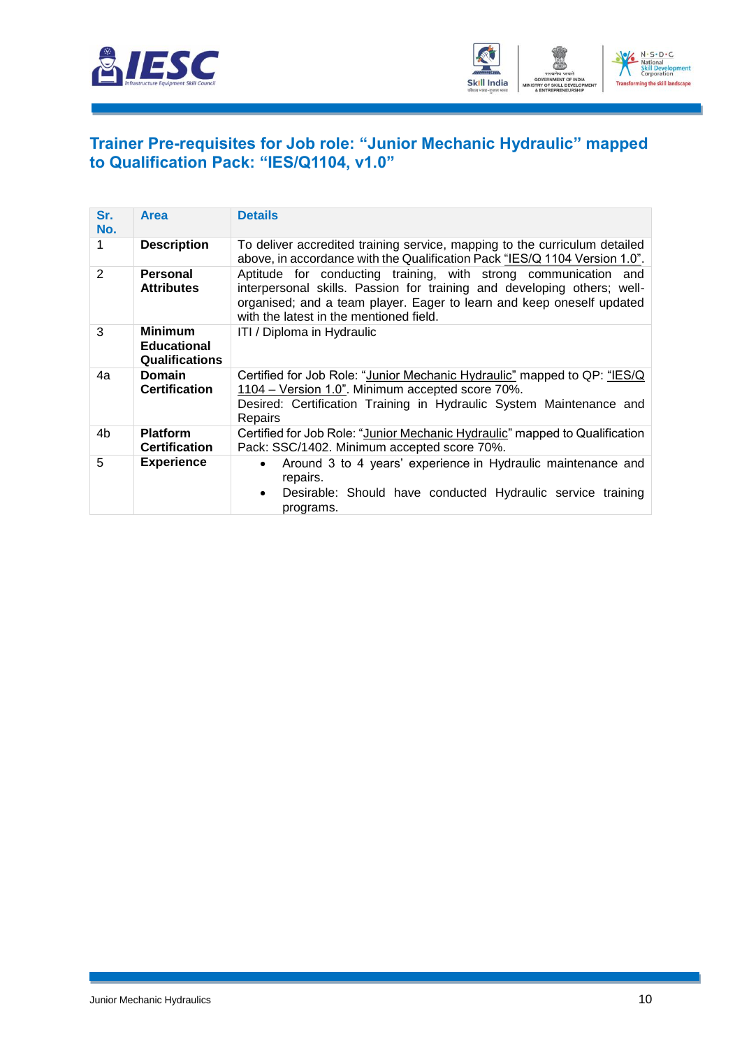## Trainer Pre-requisites for Job role: "Junior Mechanic Hydraulic" mapped to Qualification Pack: "IES/Q1104, v1.0"

| Sr. No. | Area | Details |
|---|---|---|
| 1 | **Description** | To deliver accredited training service, mapping to the curriculum detailed above, in accordance with the Qualification Pack "IES/Q 1104 Version 1.0". |
| 2 | **Personal Attributes** | Aptitude for conducting training, with strong communication and interpersonal skills. Passion for training and developing others; well-organised; and a team player. Eager to learn and keep oneself updated with the latest in the mentioned field. |
| 3 | **Minimum Educational Qualifications** | ITI / Diploma in Hydraulic |
| 4a | **Domain Certification** | Certified for Job Role: "Junior Mechanic Hydraulic" mapped to QP: "IES/Q 1104 – Version 1.0". Minimum accepted score 70%.<br>Desired: Certification Training in Hydraulic System Maintenance and Repairs |
| 4b | **Platform Certification** | Certified for Job Role: "Junior Mechanic Hydraulic" mapped to Qualification Pack: SSC/1402. Minimum accepted score 70%. |
| 5 | **Experience** | • Around 3 to 4 years' experience in Hydraulic maintenance and repairs.<br>• Desirable: Should have conducted Hydraulic service training programs. |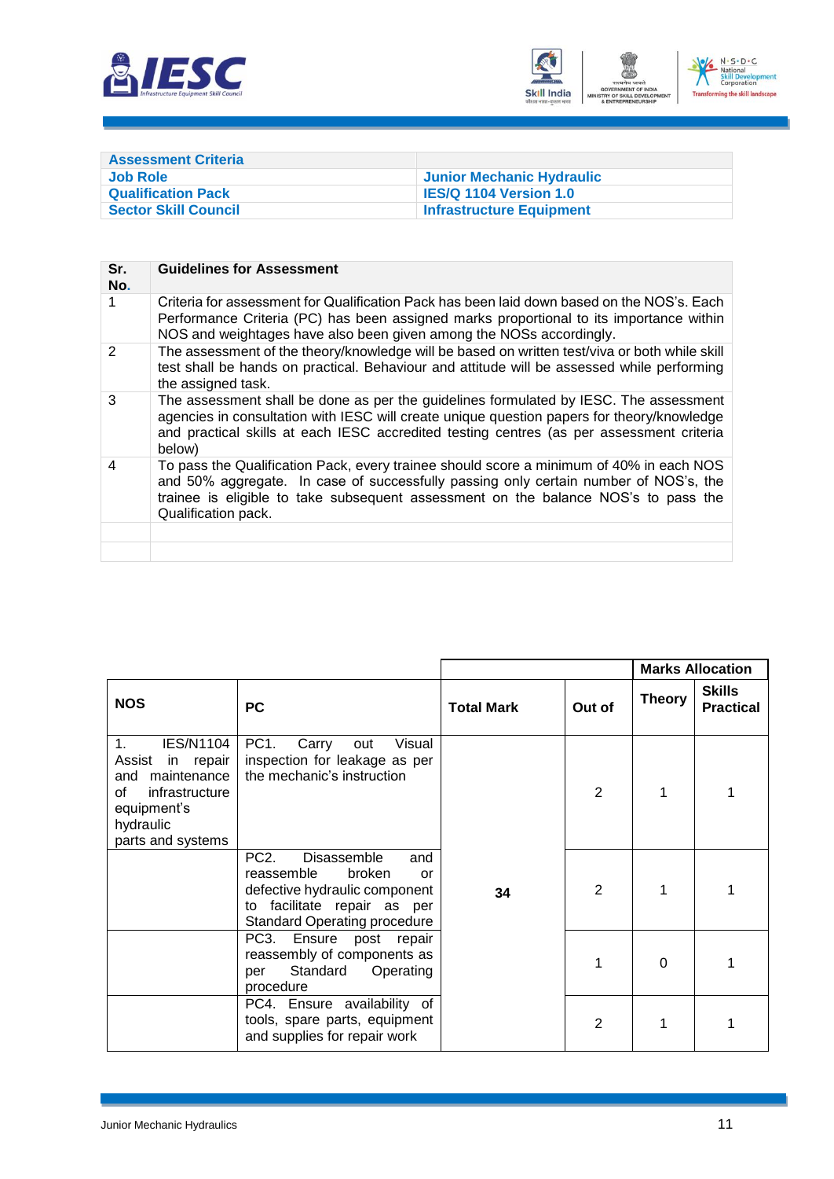| Assessment Criteria | |
|---|---|
| **Job Role** | **Junior Mechanic Hydraulic** |
| **Qualification Pack** | **IES/Q 1104 Version 1.0** |
| **Sector Skill Council** | **Infrastructure Equipment** |

| Sr. No. | Guidelines for Assessment |
|---|---|
| 1 | Criteria for assessment for Qualification Pack has been laid down based on the NOS's. Each Performance Criteria (PC) has been assigned marks proportional to its importance within NOS and weightages have also been given among the NOSs accordingly. |
| 2 | The assessment of the theory/knowledge will be based on written test/viva or both while skill test shall be hands on practical. Behaviour and attitude will be assessed while performing the assigned task. |
| 3 | The assessment shall be done as per the guidelines formulated by IESC. The assessment agencies in consultation with IESC will create unique question papers for theory/knowledge and practical skills at each IESC accredited testing centres (as per assessment criteria below) |
| 4 | To pass the Qualification Pack, every trainee should score a minimum of 40% in each NOS and 50% aggregate. In case of successfully passing only certain number of NOS's, the trainee is eligible to take subsequent assessment on the balance NOS's to pass the Qualification pack. |
| | |
| | |

| NOS | PC | Total Mark | Out of | Marks Allocation | |
|---|---|---|---|---|---|
| | | | | **Theory** | **Skills Practical** |
| 1. IES/N1104 Assist in repair and maintenance of infrastructure equipment's hydraulic parts and systems | PC1. Carry out Visual inspection for leakage as per the mechanic's instruction | 34 | 2 | 1 | 1 |
| | PC2. Disassemble and reassemble broken or defective hydraulic component to facilitate repair as per Standard Operating procedure | | 2 | 1 | 1 |
| | PC3. Ensure post repair reassembly of components as per Standard Operating procedure | | 1 | 0 | 1 |
| | PC4. Ensure availability of tools, spare parts, equipment and supplies for repair work | | 2 | 1 | 1 |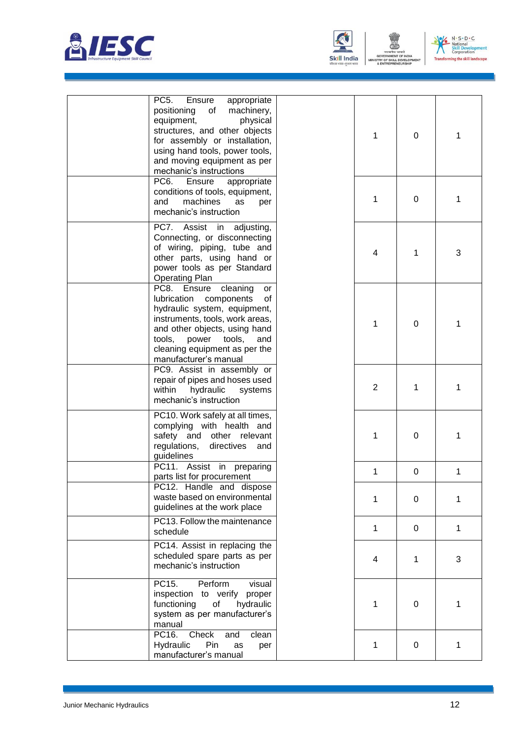| | | | | | |
|---|---|---|---|---|---|
| | PC5. Ensure appropriate positioning of machinery, equipment, physical structures, and other objects for assembly or installation, using hand tools, power tools, and moving equipment as per mechanic's instructions | | 1 | 0 | 1 |
| | PC6. Ensure appropriate conditions of tools, equipment, and machines as per mechanic's instruction | | 1 | 0 | 1 |
| | PC7. Assist in adjusting, Connecting, or disconnecting of wiring, piping, tube and other parts, using hand or power tools as per Standard Operating Plan | | 4 | 1 | 3 |
| | PC8. Ensure cleaning or lubrication components of hydraulic system, equipment, instruments, tools, work areas, and other objects, using hand tools, power tools, and cleaning equipment as per the manufacturer's manual | | 1 | 0 | 1 |
| | PC9. Assist in assembly or repair of pipes and hoses used within hydraulic systems mechanic's instruction | | 2 | 1 | 1 |
| | PC10. Work safely at all times, complying with health and safety and other relevant regulations, directives and guidelines | | 1 | 0 | 1 |
| | PC11. Assist in preparing parts list for procurement | | 1 | 0 | 1 |
| | PC12. Handle and dispose waste based on environmental guidelines at the work place | | 1 | 0 | 1 |
| | PC13. Follow the maintenance schedule | | 1 | 0 | 1 |
| | PC14. Assist in replacing the scheduled spare parts as per mechanic's instruction | | 4 | 1 | 3 |
| | PC15. Perform visual inspection to verify proper functioning of hydraulic system as per manufacturer's manual | | 1 | 0 | 1 |
| | PC16. Check and clean Hydraulic Pin as per manufacturer's manual | | 1 | 0 | 1 |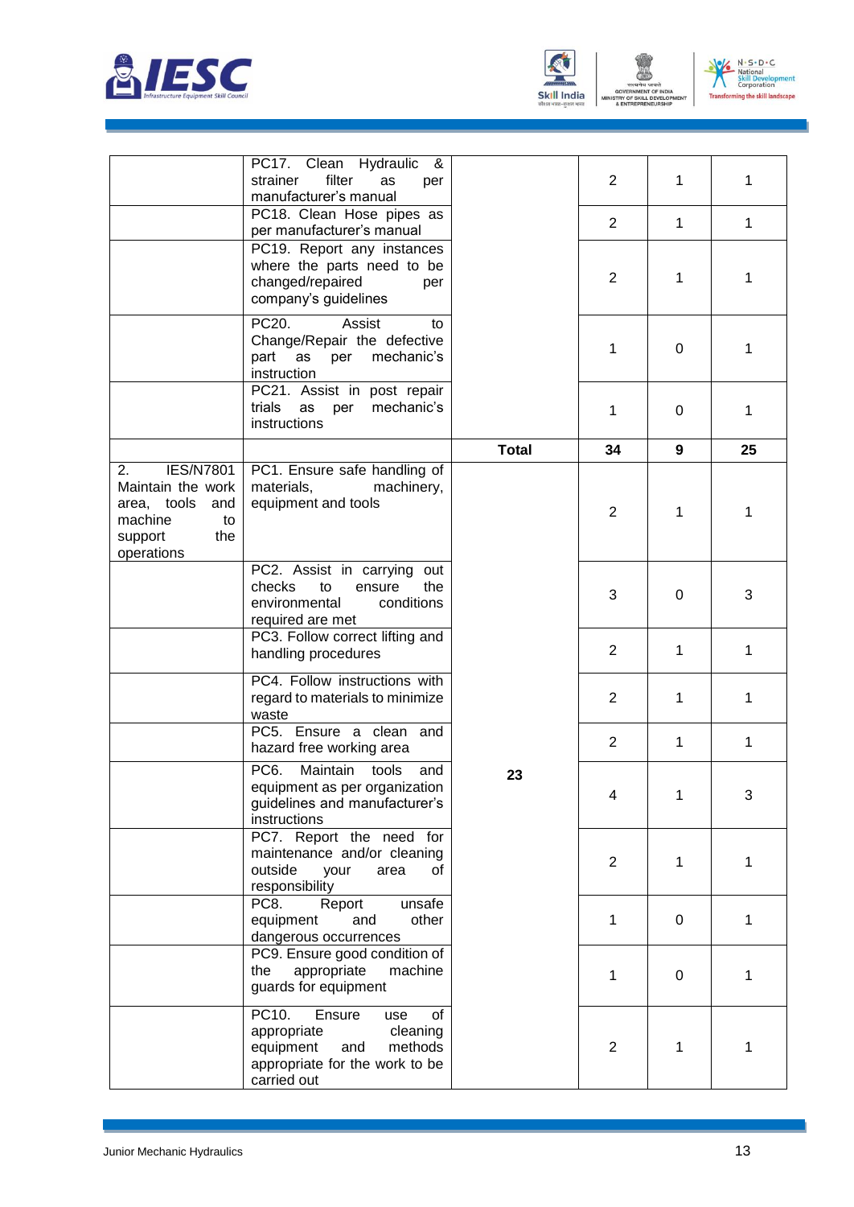| | | | | | |
|---|---|---|---|---|---|
| | PC17. Clean Hydraulic & strainer filter as per manufacturer's manual | | 2 | 1 | 1 |
| | PC18. Clean Hose pipes as per manufacturer's manual | | 2 | 1 | 1 |
| | PC19. Report any instances where the parts need to be changed/repaired per company's guidelines | | 2 | 1 | 1 |
| | PC20. Assist to Change/Repair the defective part as per mechanic's instruction | | 1 | 0 | 1 |
| | PC21. Assist in post repair trials as per mechanic's instructions | | 1 | 0 | 1 |
| | | **Total** | **34** | **9** | **25** |
| 2. IES/N7801 Maintain the work area, tools and machine to support the operations | PC1. Ensure safe handling of materials, machinery, equipment and tools | 23 | 2 | 1 | 1 |
| | PC2. Assist in carrying out checks to ensure the environmental conditions required are met | | 3 | 0 | 3 |
| | PC3. Follow correct lifting and handling procedures | | 2 | 1 | 1 |
| | PC4. Follow instructions with regard to materials to minimize waste | | 2 | 1 | 1 |
| | PC5. Ensure a clean and hazard free working area | | 2 | 1 | 1 |
| | PC6. Maintain tools and equipment as per organization guidelines and manufacturer's instructions | | 4 | 1 | 3 |
| | PC7. Report the need for maintenance and/or cleaning outside your area of responsibility | | 2 | 1 | 1 |
| | PC8. Report unsafe equipment and other dangerous occurrences | | 1 | 0 | 1 |
| | PC9. Ensure good condition of the appropriate machine guards for equipment | | 1 | 0 | 1 |
| | PC10. Ensure use of appropriate cleaning equipment and methods appropriate for the work to be carried out | | 2 | 1 | 1 |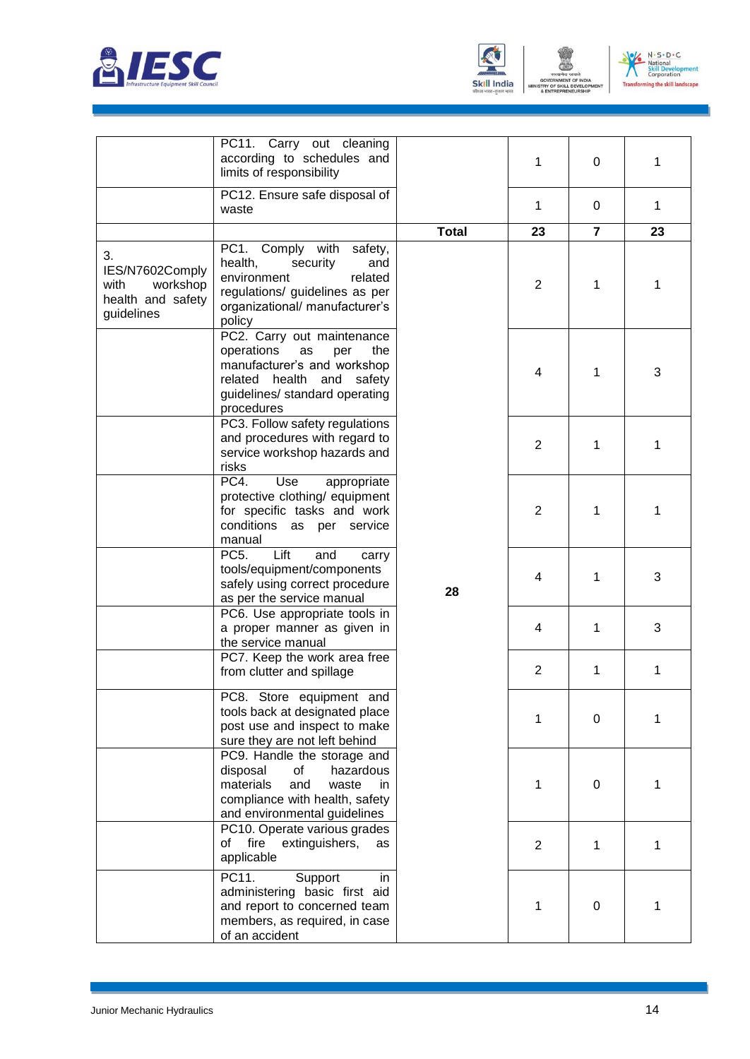| | | | | | |
|---|---|---|---|---|---|
| | PC11. Carry out cleaning according to schedules and limits of responsibility | | 1 | 0 | 1 |
| | PC12. Ensure safe disposal of waste | | 1 | 0 | 1 |
| | | **Total** | **23** | **7** | **23** |
| 3. IES/N7602Comply with workshop health and safety guidelines | PC1. Comply with safety, health, security and environment related regulations/ guidelines as per organizational/ manufacturer's policy | 28 | 2 | 1 | 1 |
| | PC2. Carry out maintenance operations as per the manufacturer's and workshop related health and safety guidelines/ standard operating procedures | | 4 | 1 | 3 |
| | PC3. Follow safety regulations and procedures with regard to service workshop hazards and risks | | 2 | 1 | 1 |
| | PC4. Use appropriate protective clothing/ equipment for specific tasks and work conditions as per service manual | | 2 | 1 | 1 |
| | PC5. Lift and carry tools/equipment/components safely using correct procedure as per the service manual | | 4 | 1 | 3 |
| | PC6. Use appropriate tools in a proper manner as given in the service manual | | 4 | 1 | 3 |
| | PC7. Keep the work area free from clutter and spillage | | 2 | 1 | 1 |
| | PC8. Store equipment and tools back at designated place post use and inspect to make sure they are not left behind | | 1 | 0 | 1 |
| | PC9. Handle the storage and disposal of hazardous materials and waste in compliance with health, safety and environmental guidelines | | 1 | 0 | 1 |
| | PC10. Operate various grades of fire extinguishers, as applicable | | 2 | 1 | 1 |
| | PC11. Support in administering basic first aid and report to concerned team members, as required, in case of an accident | | 1 | 0 | 1 |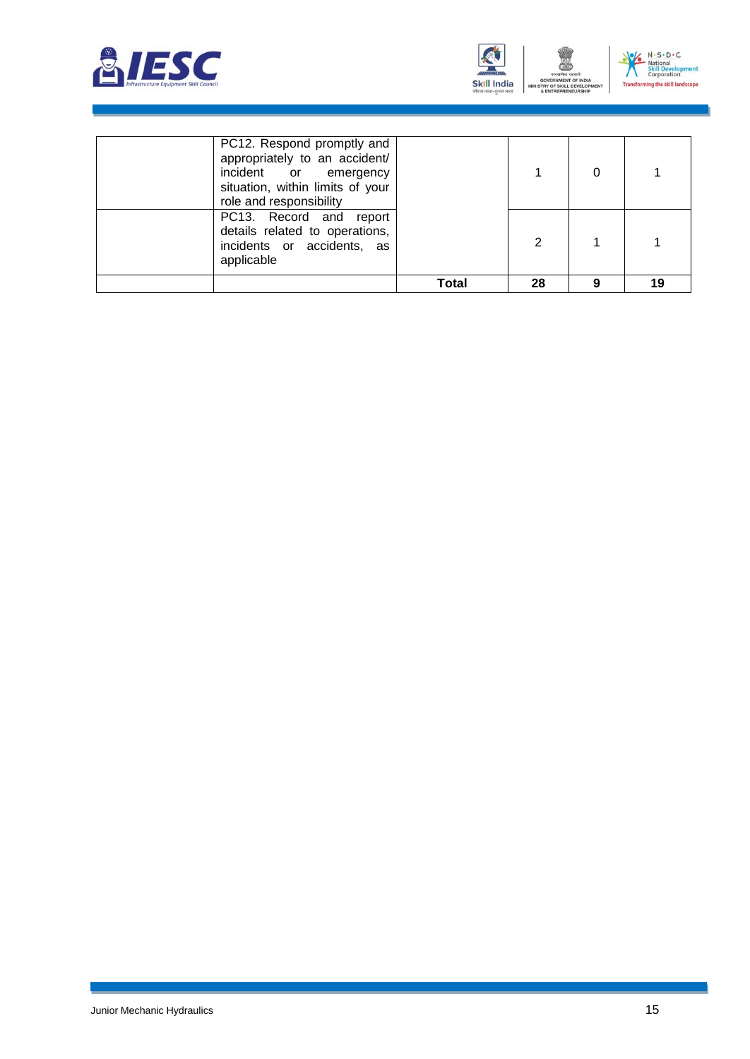| | | | | | |
|---|---|---|---|---|---|
| | PC12. Respond promptly and appropriately to an accident/ incident or emergency situation, within limits of your role and responsibility | | 1 | 0 | 1 |
| | PC13. Record and report details related to operations, incidents or accidents, as applicable | | 2 | 1 | 1 |
| | | **Total** | **28** | **9** | **19** |